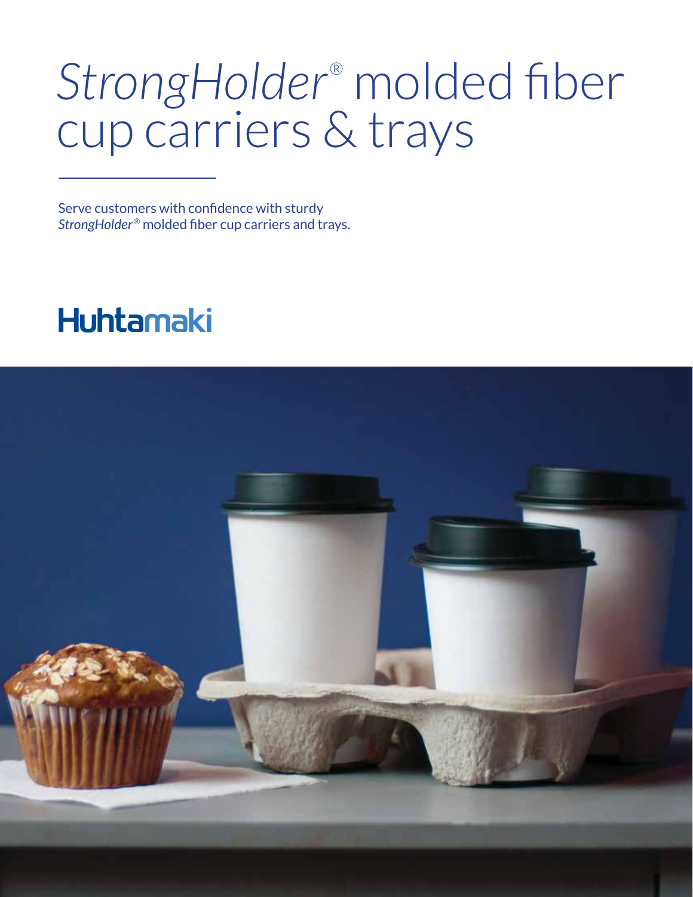# *StrongHolder®* molded fiber cup carriers & trays

Serve customers with confidence with sturdy *StrongHolder®* molded fiber cup carriers and trays.

Huhtamaki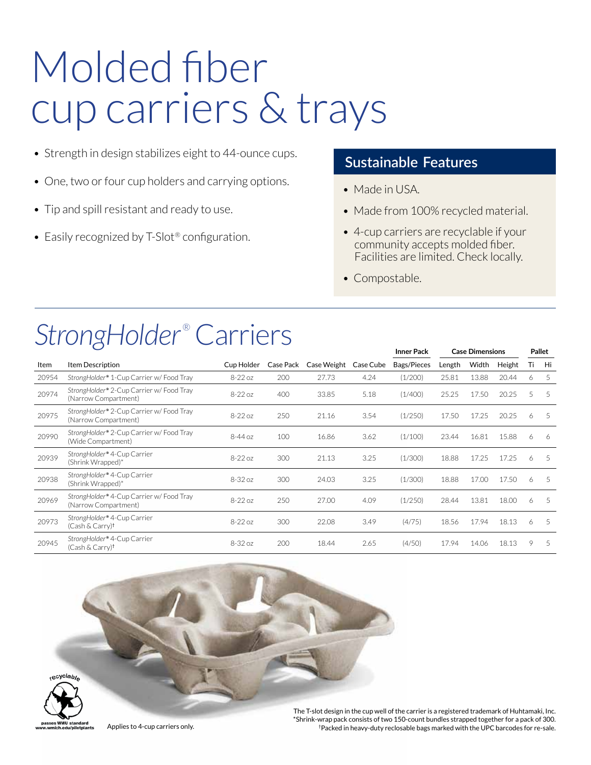# Molded fiber cup carriers & trays

- Strength in design stabilizes eight to 44-ounce cups.
- One, two or four cup holders and carrying options.
- Tip and spill resistant and ready to use.
- Easily recognized by T-Slot® configuration.

## Sustainable Features

- Made in USA.
- Made from 100% recycled material.
- 4-cup carriers are recyclable if your community accepts molded fiber. Facilities are limited. Check locally.
- Compostable.

## *StrongHolder*® Carriers

| | | | | | | Inner Pack | Case Dimensions | | | Pallet | |
|---|---|---|---|---|---|---|---|---|---|---|---|
| Item | Item Description | Cup Holder | Case Pack | Case Weight | Case Cube | Bags/Pieces | Length | Width | Height | Ti | Hi |
| 20954 | *StrongHolder*® 1-Cup Carrier w/ Food Tray | 8-22 oz | 200 | 27.73 | 4.24 | (1/200) | 25.81 | 13.88 | 20.44 | 6 | 5 |
| 20974 | *StrongHolder*® 2-Cup Carrier w/ Food Tray (Narrow Compartment) | 8-22 oz | 400 | 33.85 | 5.18 | (1/400) | 25.25 | 17.50 | 20.25 | 5 | 5 |
| 20975 | *StrongHolder*® 2-Cup Carrier w/ Food Tray (Narrow Compartment) | 8-22 oz | 250 | 21.16 | 3.54 | (1/250) | 17.50 | 17.25 | 20.25 | 6 | 5 |
| 20990 | *StrongHolder*® 2-Cup Carrier w/ Food Tray (Wide Compartment) | 8-44 oz | 100 | 16.86 | 3.62 | (1/100) | 23.44 | 16.81 | 15.88 | 6 | 6 |
| 20939 | *StrongHolder*® 4-Cup Carrier (Shrink Wrapped)* | 8-22 oz | 300 | 21.13 | 3.25 | (1/300) | 18.88 | 17.25 | 17.25 | 6 | 5 |
| 20938 | *StrongHolder*® 4-Cup Carrier (Shrink Wrapped)* | 8-32 oz | 300 | 24.03 | 3.25 | (1/300) | 18.88 | 17.00 | 17.50 | 6 | 5 |
| 20969 | *StrongHolder*® 4-Cup Carrier w/ Food Tray (Narrow Compartment) | 8-22 oz | 250 | 27.00 | 4.09 | (1/250) | 28.44 | 13.81 | 18.00 | 6 | 5 |
| 20973 | *StrongHolder*® 4-Cup Carrier (Cash & Carry)† | 8-22 oz | 300 | 22.08 | 3.49 | (4/75) | 18.56 | 17.94 | 18.13 | 6 | 5 |
| 20945 | *StrongHolder*® 4-Cup Carrier (Cash & Carry)† | 8-32 oz | 200 | 18.44 | 2.65 | (4/50) | 17.94 | 14.06 | 18.13 | 9 | 5 |

recyclable

passes WMU standard
www.wmich.edu/piletplants

Applies to 4-cup carriers only.

The T-slot design in the cup well of the carrier is a registered trademark of Huhtamaki, Inc.
*Shrink-wrap pack consists of two 150-count bundles strapped together for a pack of 300.
†Packed in heavy-duty reclosable bags marked with the UPC barcodes for re-sale.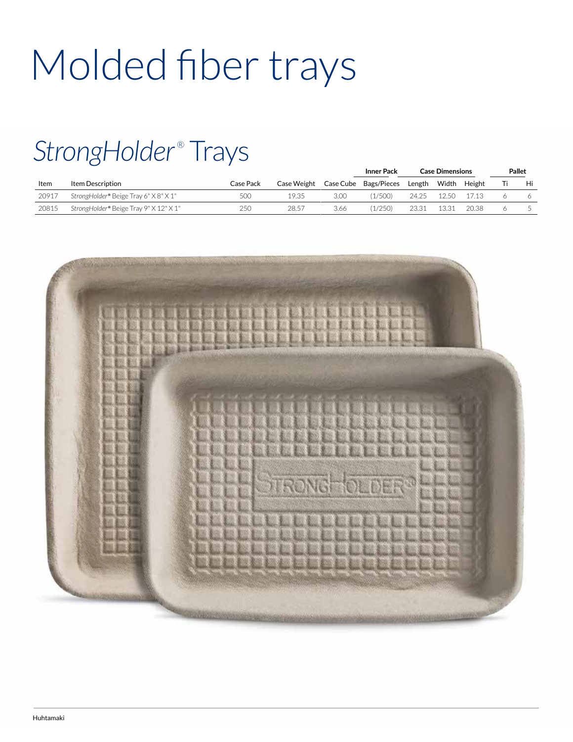# Molded fiber trays

## *StrongHolder*® Trays

| | | | | | Inner Pack | Case Dimensions | | | Pallet | |
|---|---|---|---|---|---|---|---|---|---|---|
| Item | Item Description | Case Pack | Case Weight | Case Cube | Bags/Pieces | Length | Width | Height | Ti | Hi |
| 20917 | *StrongHolder*® Beige Tray 6" X 8" X 1" | 500 | 19.35 | 3.00 | (1/500) | 24.25 | 12.50 | 17.13 | 6 | 6 |
| 20815 | *StrongHolder*® Beige Tray 9" X 12" X 1" | 250 | 28.57 | 3.66 | (1/250) | 23.31 | 13.31 | 20.38 | 6 | 5 |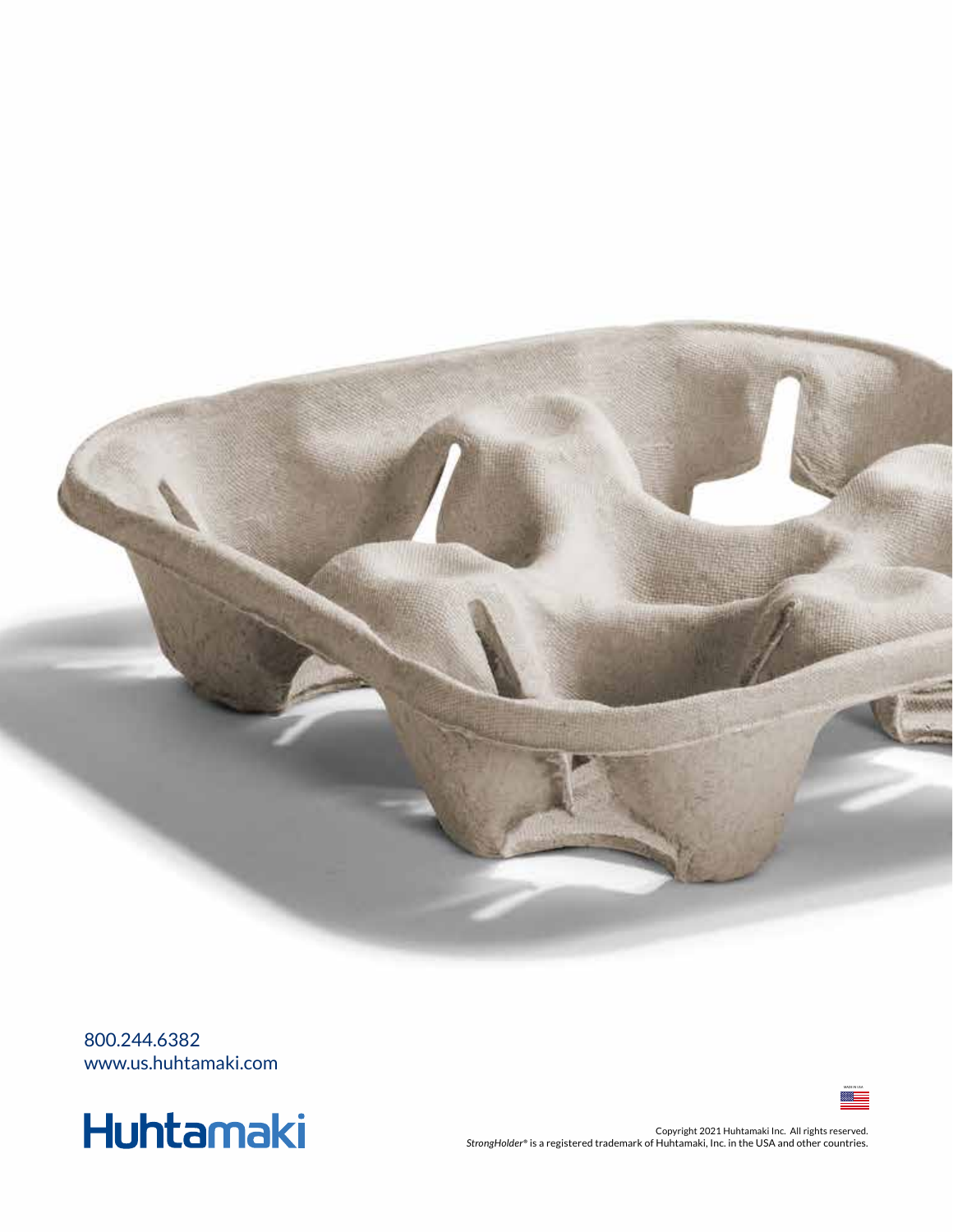800.244.6382
www.us.huhtamaki.com

Huhtamaki

MADE IN USA

Copyright 2021 Huhtamaki Inc. All rights reserved.
*StrongHolder®* is a registered trademark of Huhtamaki, Inc. in the USA and other countries.